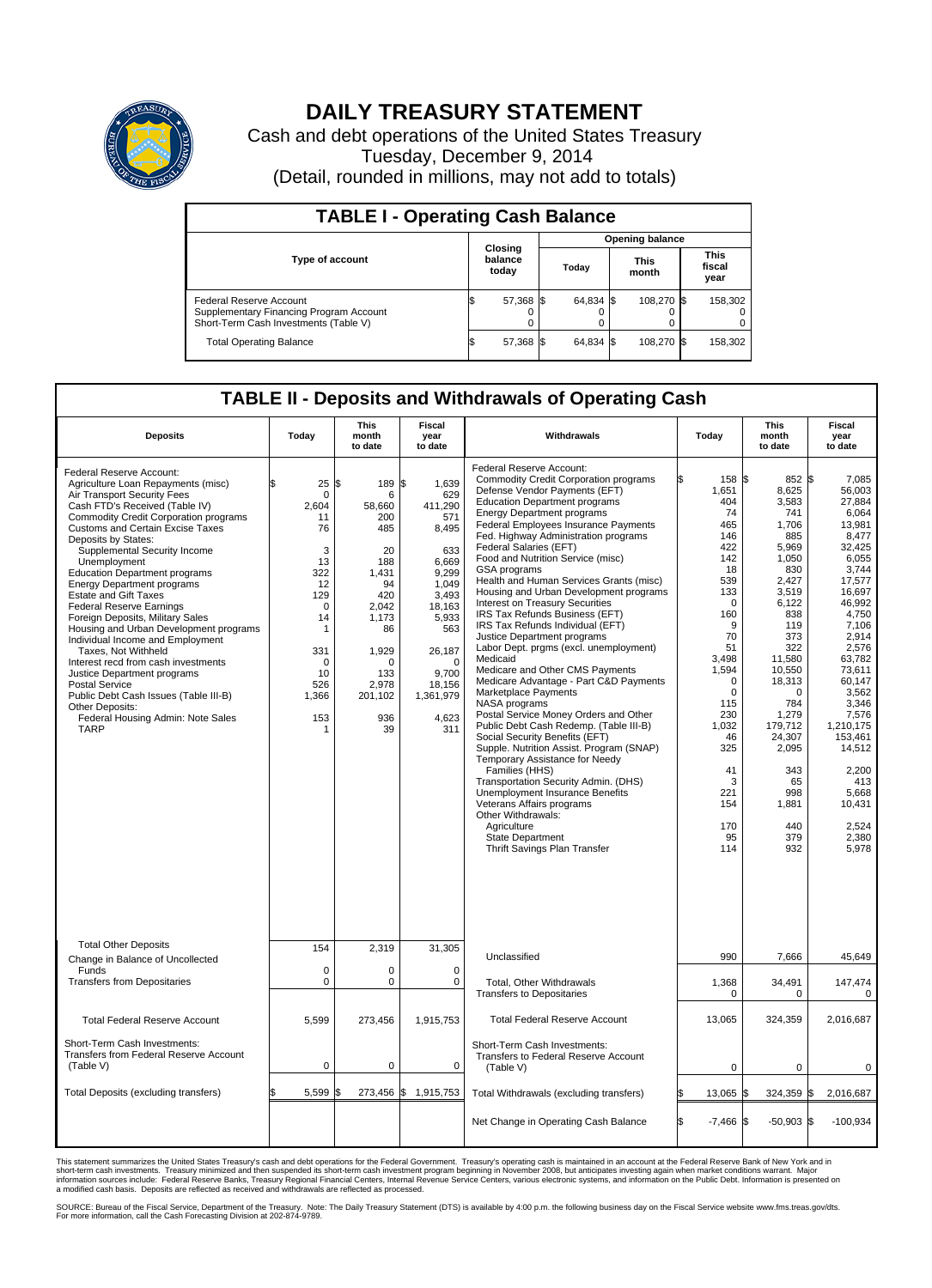# DAILY TREASURY STATEMENT

Cash and debt operations of the United States Treasury
Tuesday, December 9, 2014
(Detail, rounded in millions, may not add to totals)

## TABLE I - Operating Cash Balance

| Type of account | Closing balance today | Opening balance Today | Opening balance This month | Opening balance This fiscal year |
|---|---|---|---|---|
| Federal Reserve Account | $ 57,368 | $ 64,834 | $ 108,270 | $ 158,302 |
| Supplementary Financing Program Account | 0 | 0 | 0 | 0 |
| Short-Term Cash Investments (Table V) | 0 | 0 | 0 | 0 |
| Total Operating Balance | $ 57,368 | $ 64,834 | $ 108,270 | $ 158,302 |

## TABLE II - Deposits and Withdrawals of Operating Cash

| Deposits | Today | This month to date | Fiscal year to date | Withdrawals | Today | This month to date | Fiscal year to date |
|---|---|---|---|---|---|---|---|
| Federal Reserve Account: | | | | Federal Reserve Account: | | | |
| Agriculture Loan Repayments (misc) | $ 25 | $ 189 | $ 1,639 | Commodity Credit Corporation programs | $ 158 | $ 852 | $ 7,085 |
| Air Transport Security Fees | 0 | 6 | 629 | Defense Vendor Payments (EFT) | 1,651 | 8,625 | 56,003 |
| Cash FTD's Received (Table IV) | 2,604 | 58,660 | 411,290 | Education Department programs | 404 | 3,583 | 27,884 |
| Commodity Credit Corporation programs | 11 | 200 | 571 | Energy Department programs | 74 | 741 | 6,064 |
| Customs and Certain Excise Taxes | 76 | 485 | 8,495 | Federal Employees Insurance Payments | 465 | 1,706 | 13,981 |
| Deposits by States: | | | | Fed. Highway Administration programs | 146 | 885 | 8,477 |
| Supplemental Security Income | 3 | 20 | 633 | Federal Salaries (EFT) | 422 | 5,969 | 32,425 |
| Unemployment | 13 | 188 | 6,669 | Food and Nutrition Service (misc) | 142 | 1,050 | 6,055 |
| Education Department programs | 322 | 1,431 | 9,299 | GSA programs | 18 | 830 | 3,744 |
| Energy Department programs | 12 | 94 | 1,049 | Health and Human Services Grants (misc) | 539 | 2,427 | 17,577 |
| Estate and Gift Taxes | 129 | 420 | 3,493 | Housing and Urban Development programs | 133 | 3,519 | 16,697 |
| Federal Reserve Earnings | 0 | 2,042 | 18,163 | Interest on Treasury Securities | 0 | 6,122 | 46,992 |
| Foreign Deposits, Military Sales | 14 | 1,173 | 5,933 | IRS Tax Refunds Business (EFT) | 160 | 838 | 4,750 |
| Housing and Urban Development programs | 1 | 86 | 563 | IRS Tax Refunds Individual (EFT) | 9 | 119 | 7,106 |
| Individual Income and Employment Taxes, Not Withheld | 331 | 1,929 | 26,187 | Justice Department programs | 70 | 373 | 2,914 |
| Interest recd from cash investments | 0 | 0 | 0 | Labor Dept. prgms (excl. unemployment) | 51 | 322 | 2,576 |
| Justice Department programs | 10 | 133 | 9,700 | Medicaid | 3,498 | 11,580 | 63,782 |
| Postal Service | 526 | 2,978 | 18,156 | Medicare and Other CMS Payments | 1,594 | 10,550 | 73,611 |
| Public Debt Cash Issues (Table III-B) | 1,366 | 201,102 | 1,361,979 | Medicare Advantage - Part C&D Payments | 0 | 18,313 | 60,147 |
| Other Deposits: | | | | Marketplace Payments | 0 | 0 | 3,562 |
| Federal Housing Admin: Note Sales | 153 | 936 | 4,623 | NASA programs | 115 | 784 | 3,346 |
| TARP | 1 | 39 | 311 | Postal Service Money Orders and Other | 230 | 1,279 | 7,576 |
| | | | | Public Debt Cash Redemp. (Table III-B) | 1,032 | 179,712 | 1,210,175 |
| | | | | Social Security Benefits (EFT) | 46 | 24,307 | 153,461 |
| | | | | Supple. Nutrition Assist. Program (SNAP) | 325 | 2,095 | 14,512 |
| | | | | Temporary Assistance for Needy Families (HHS) | 41 | 343 | 2,200 |
| | | | | Transportation Security Admin. (DHS) | 3 | 65 | 413 |
| | | | | Unemployment Insurance Benefits | 221 | 998 | 5,668 |
| | | | | Veterans Affairs programs | 154 | 1,881 | 10,431 |
| | | | | Other Withdrawals: | | | |
| | | | | Agriculture | 170 | 440 | 2,524 |
| | | | | State Department | 95 | 379 | 2,380 |
| | | | | Thrift Savings Plan Transfer | 114 | 932 | 5,978 |
| Total Other Deposits | 154 | 2,319 | 31,305 | Unclassified | 990 | 7,666 | 45,649 |
| Change in Balance of Uncollected Funds | 0 | 0 | 0 | | | | |
| Transfers from Depositaries | 0 | 0 | 0 | Total, Other Withdrawals | 1,368 | 34,491 | 147,474 |
| | | | | Transfers to Depositaries | 0 | 0 | 0 |
| Total Federal Reserve Account | 5,599 | 273,456 | 1,915,753 | Total Federal Reserve Account | 13,065 | 324,359 | 2,016,687 |
| Short-Term Cash Investments: Transfers from Federal Reserve Account (Table V) | 0 | 0 | 0 | Short-Term Cash Investments: Transfers to Federal Reserve Account (Table V) | 0 | 0 | 0 |
| Total Deposits (excluding transfers) | $ 5,599 | $ 273,456 | $ 1,915,753 | Total Withdrawals (excluding transfers) | $ 13,065 | $ 324,359 | $ 2,016,687 |
| | | | | Net Change in Operating Cash Balance | $ -7,466 | $ -50,903 | $ -100,934 |

This statement summarizes the United States Treasury's cash and debt operations for the Federal Government. Treasury's operating cash is maintained in an account at the Federal Reserve Bank of New York and in short-term cash investments. Treasury minimized and then suspended its short-term cash investment program beginning in November 2008, but anticipates investing again when market conditions warrant. Major information sources include: Federal Reserve Banks, Treasury Regional Financial Centers, Internal Revenue Service Centers, various electronic systems, and information on the Public Debt. Information is presented on a modified cash basis. Deposits are reflected as received and withdrawals are reflected as processed.

SOURCE: Bureau of the Fiscal Service, Department of the Treasury. Note: The Daily Treasury Statement (DTS) is available by 4:00 p.m. the following business day on the Fiscal Service website www.fms.treas.gov/dts. For more information, call the Cash Forecasting Division at 202-874-9789.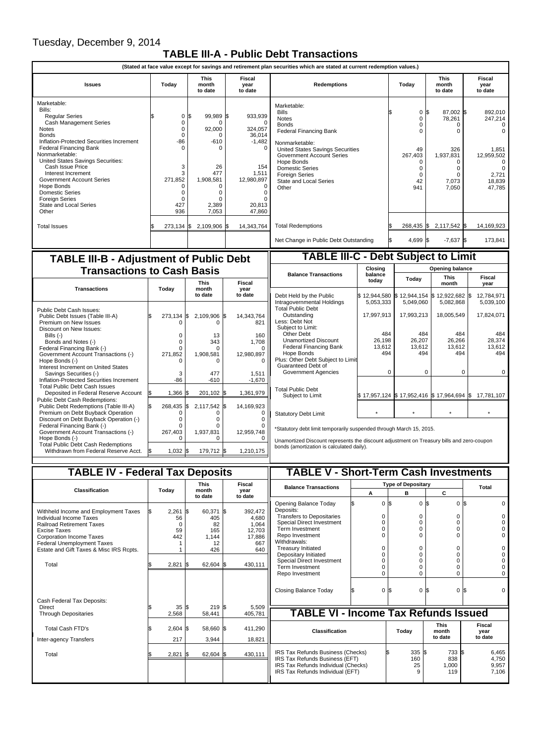Tuesday, December 9, 2014

# TABLE III-A - Public Debt Transactions

(Stated at face value except for savings and retirement plan securities which are stated at current redemption values.)

| Issues | Today | This month to date | Fiscal year to date | Redemptions | Today | This month to date | Fiscal year to date |
|---|---|---|---|---|---|---|---|
| Marketable: | | | | Marketable: | | | |
| Bills: | | | | Bills | $ 0 | $ 87,002 | $ 892,010 |
| Regular Series | $ 0 | $ 99,989 | $ 933,939 | Notes | 0 | 78,261 | 247,214 |
| Cash Management Series | 0 | 0 | 0 | Bonds | 0 | 0 | 0 |
| Notes | 0 | 92,000 | 324,057 | Federal Financing Bank | 0 | 0 | 0 |
| Bonds | 0 | 0 | 36,014 | | | | |
| Inflation-Protected Securities Increment | -86 | -610 | -1,482 | Nonmarketable: | | | |
| Federal Financing Bank | 0 | 0 | 0 | United States Savings Securities | 49 | 326 | 1,851 |
| Nonmarketable: | | | | Government Account Series | 267,403 | 1,937,831 | 12,959,502 |
| United States Savings Securities: | | | | Hope Bonds | 0 | 0 | 0 |
| Cash Issue Price | 3 | 26 | 154 | Domestic Series | 0 | 0 | 0 |
| Interest Increment | 3 | 477 | 1,511 | Foreign Series | 0 | 0 | 2,721 |
| Government Account Series | 271,852 | 1,908,581 | 12,980,897 | State and Local Series | 42 | 7,073 | 18,839 |
| Hope Bonds | 0 | 0 | 0 | Other | 941 | 7,050 | 47,785 |
| Domestic Series | 0 | 0 | 0 | | | | |
| Foreign Series | 0 | 0 | 0 | | | | |
| State and Local Series | 427 | 2,389 | 20,813 | | | | |
| Other | 936 | 7,053 | 47,860 | | | | |
| Total Issues | $ 273,134 | $ 2,109,906 | $ 14,343,764 | Total Redemptions | $ 268,435 | $ 2,117,542 | $ 14,169,923 |
| | | | | Net Change in Public Debt Outstanding | $ 4,699 | $ -7,637 | $ 173,841 |

# TABLE III-B - Adjustment of Public Debt Transactions to Cash Basis

| Transactions | Today | This month to date | Fiscal year to date |
|---|---|---|---|
| Public Debt Cash Issues: | | | |
| Public Debt Issues (Table III-A) | $ 273,134 | $ 2,109,906 | $ 14,343,764 |
| Premium on New Issues | 0 | 0 | 821 |
| Discount on New Issues: | | | |
| Bills (-) | 0 | 13 | 160 |
| Bonds and Notes (-) | 0 | 343 | 1,708 |
| Federal Financing Bank (-) | 0 | 0 | 0 |
| Government Account Transactions (-) | 271,852 | 1,908,581 | 12,980,897 |
| Hope Bonds (-) | 0 | 0 | 0 |
| Interest Increment on United States Savings Securities (-) | 3 | 477 | 1,511 |
| Inflation-Protected Securities Increment | -86 | -610 | -1,670 |
| Total Public Debt Cash Issues Deposited in Federal Reserve Account | $ 1,366 | $ 201,102 | $ 1,361,979 |
| Public Debt Cash Redemptions: | | | |
| Public Debt Redemptions (Table III-A) | $ 268,435 | $ 2,117,542 | $ 14,169,923 |
| Premium on Debt Buyback Operation | 0 | 0 | 0 |
| Discount on Debt Buyback Operation (-) | 0 | 0 | 0 |
| Federal Financing Bank (-) | 0 | 0 | 0 |
| Government Account Transactions (-) | 267,403 | 1,937,831 | 12,959,748 |
| Hope Bonds (-) | 0 | 0 | 0 |
| Total Public Debt Cash Redemptions Withdrawn from Federal Reserve Acct. | $ 1,032 | $ 179,712 | $ 1,210,175 |

# TABLE III-C - Debt Subject to Limit

| Balance Transactions | Closing balance today | Opening balance Today | Opening balance This month | Opening balance Fiscal year |
|---|---|---|---|---|
| Debt Held by the Public | $ 12,944,580 | $ 12,944,154 | $ 12,922,682 | $ 12,784,971 |
| Intragovernmental Holdings | 5,053,333 | 5,049,060 | 5,082,868 | 5,039,100 |
| Total Public Debt Outstanding | 17,997,913 | 17,993,213 | 18,005,549 | 17,824,071 |
| Less: Debt Not Subject to Limit: | | | | |
| Other Debt | 484 | 484 | 484 | 484 |
| Unamortized Discount | 26,198 | 26,207 | 26,266 | 28,374 |
| Federal Financing Bank | 13,612 | 13,612 | 13,612 | 13,612 |
| Hope Bonds | 494 | 494 | 494 | 494 |
| Plus: Other Debt Subject to Limit | | | | |
| Guaranteed Debt of Government Agencies | 0 | 0 | 0 | 0 |
| Total Public Debt Subject to Limit | $ 17,957,124 | $ 17,952,416 | $ 17,964,694 | $ 17,781,107 |
| Statutory Debt Limit | * | * | * | * |

*Statutory debt limit temporarily suspended through March 15, 2015.

Unamortized Discount represents the discount adjustment on Treasury bills and zero-coupon bonds (amortization is calculated daily).

# TABLE IV - Federal Tax Deposits

| Classification | Today | This month to date | Fiscal year to date |
|---|---|---|---|
| Withheld Income and Employment Taxes | $ 2,261 | $ 60,371 | $ 392,472 |
| Individual Income Taxes | 56 | 405 | 4,680 |
| Railroad Retirement Taxes | 0 | 82 | 1,064 |
| Excise Taxes | 59 | 165 | 12,703 |
| Corporation Income Taxes | 442 | 1,144 | 17,886 |
| Federal Unemployment Taxes | 1 | 12 | 667 |
| Estate and Gift Taxes & Misc IRS Rcpts. | 1 | 426 | 640 |
| Total | $ 2,821 | $ 62,604 | $ 430,111 |
| Cash Federal Tax Deposits: | | | |
| Direct | $ 35 | $ 219 | $ 5,509 |
| Through Depositaries | 2,568 | 58,441 | 405,781 |
| Total Cash FTD's | $ 2,604 | $ 58,660 | $ 411,290 |
| Inter-agency Transfers | 217 | 3,944 | 18,821 |
| Total | $ 2,821 | $ 62,604 | $ 430,111 |

# TABLE V - Short-Term Cash Investments

| Balance Transactions | Type of Depositary A | Type of Depositary B | Type of Depositary C | Total |
|---|---|---|---|---|
| Opening Balance Today | $ 0 | $ 0 | $ 0 | $ 0 |
| Deposits: | | | | |
| Transfers to Depositaries | 0 | 0 | 0 | 0 |
| Special Direct Investment | 0 | 0 | 0 | 0 |
| Term Investment | 0 | 0 | 0 | 0 |
| Repo Investment | 0 | 0 | 0 | 0 |
| Withdrawals: | | | | |
| Treasury Initiated | 0 | 0 | 0 | 0 |
| Depositary Initiated | 0 | 0 | 0 | 0 |
| Special Direct Investment | 0 | 0 | 0 | 0 |
| Term Investment | 0 | 0 | 0 | 0 |
| Repo Investment | 0 | 0 | 0 | 0 |
| Closing Balance Today | $ 0 | $ 0 | $ 0 | $ 0 |

# TABLE VI - Income Tax Refunds Issued

| Classification | Today | This month to date | Fiscal year to date |
|---|---|---|---|
| IRS Tax Refunds Business (Checks) | $ 335 | $ 733 | $ 6,465 |
| IRS Tax Refunds Business (EFT) | 160 | 838 | 4,750 |
| IRS Tax Refunds Individual (Checks) | 25 | 1,000 | 9,957 |
| IRS Tax Refunds Individual (EFT) | 9 | 119 | 7,106 |